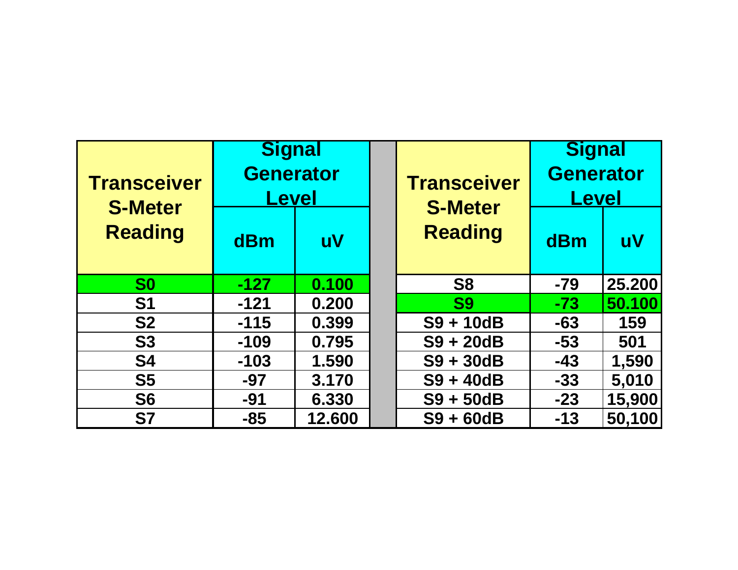| Transceiver S-Meter Reading | Signal Generator Level | | | Transceiver S-Meter Reading | Signal Generator Level | |
|---|---|---|---|---|---|---|
| | dBm | uV | | | dBm | uV |
| S0 | -127 | 0.100 | | S8 | -79 | 25.200 |
| S1 | -121 | 0.200 | | S9 | -73 | 50.100 |
| S2 | -115 | 0.399 | | S9 + 10dB | -63 | 159 |
| S3 | -109 | 0.795 | | S9 + 20dB | -53 | 501 |
| S4 | -103 | 1.590 | | S9 + 30dB | -43 | 1,590 |
| S5 | -97 | 3.170 | | S9 + 40dB | -33 | 5,010 |
| S6 | -91 | 6.330 | | S9 + 50dB | -23 | 15,900 |
| S7 | -85 | 12.600 | | S9 + 60dB | -13 | 50,100 |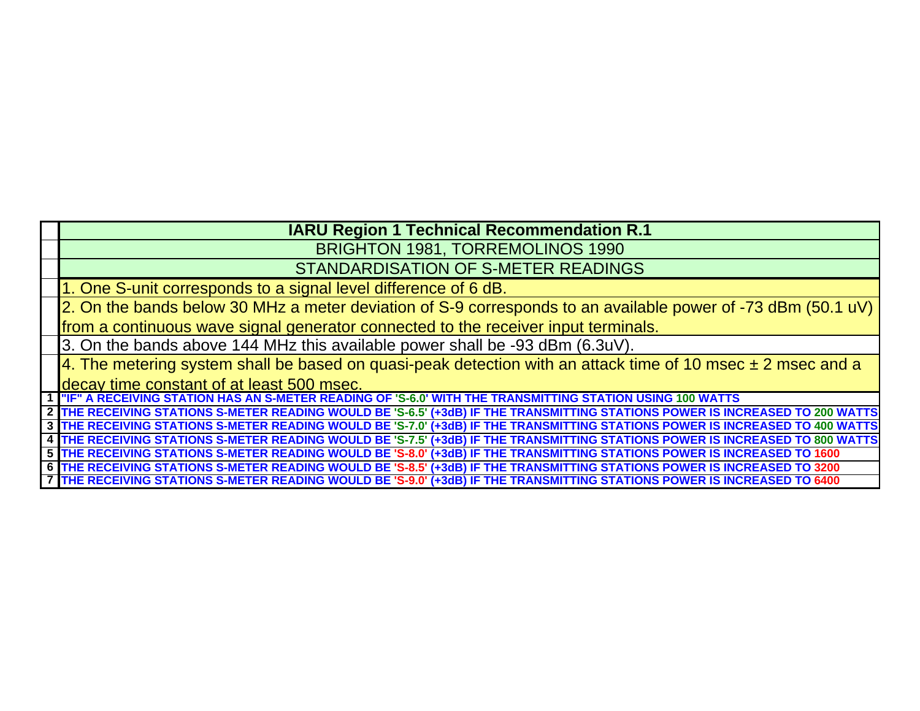| | IARU Region 1 Technical Recommendation R.1 |
|---|---|
| | BRIGHTON 1981, TORREMOLINOS 1990 |
| | STANDARDISATION OF S-METER READINGS |
| | 1. One S-unit corresponds to a signal level difference of 6 dB. |
| | 2. On the bands below 30 MHz a meter deviation of S-9 corresponds to an available power of -73 dBm (50.1 uV) from a continuous wave signal generator connected to the receiver input terminals. |
| | 3. On the bands above 144 MHz this available power shall be -93 dBm (6.3uV). |
| | 4. The metering system shall be based on quasi-peak detection with an attack time of 10 msec ± 2 msec and a decay time constant of at least 500 msec. |
| 1 | "IF" A RECEIVING STATION HAS AN S-METER READING OF 'S-6.0' WITH THE TRANSMITTING STATION USING 100 WATTS |
| 2 | THE RECEIVING STATIONS S-METER READING WOULD BE 'S-6.5' (+3dB) IF THE TRANSMITTING STATIONS POWER IS INCREASED TO 200 WATTS |
| 3 | THE RECEIVING STATIONS S-METER READING WOULD BE 'S-7.0' (+3dB) IF THE TRANSMITTING STATIONS POWER IS INCREASED TO 400 WATTS |
| 4 | THE RECEIVING STATIONS S-METER READING WOULD BE 'S-7.5' (+3dB) IF THE TRANSMITTING STATIONS POWER IS INCREASED TO 800 WATTS |
| 5 | THE RECEIVING STATIONS S-METER READING WOULD BE 'S-8.0' (+3dB) IF THE TRANSMITTING STATIONS POWER IS INCREASED TO 1600 |
| 6 | THE RECEIVING STATIONS S-METER READING WOULD BE 'S-8.5' (+3dB) IF THE TRANSMITTING STATIONS POWER IS INCREASED TO 3200 |
| 7 | THE RECEIVING STATIONS S-METER READING WOULD BE 'S-9.0' (+3dB) IF THE TRANSMITTING STATIONS POWER IS INCREASED TO 6400 |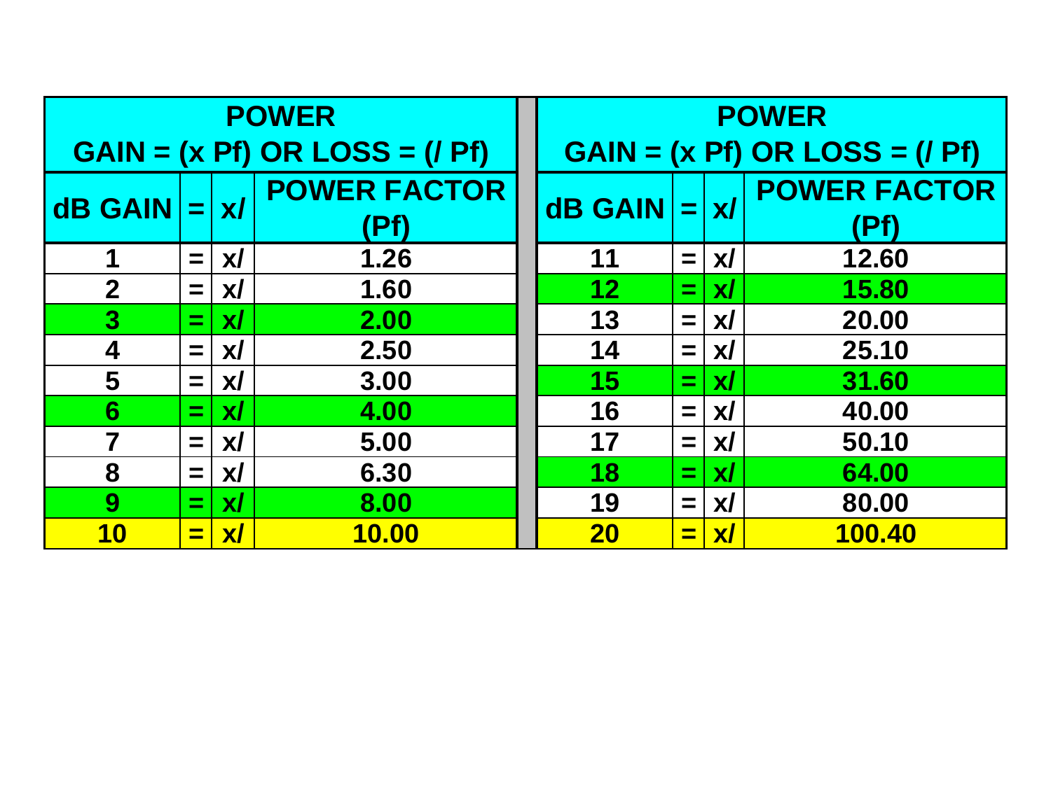| POWER<br>GAIN = (x Pf) OR LOSS = (/ Pf) | | | | POWER<br>GAIN = (x Pf) OR LOSS = (/ Pf) | | | |
|---|---|---|---|---|---|---|---|
| **dB GAIN** | **=** | **x/** | **POWER FACTOR (Pf)** | **dB GAIN** | **=** | **x/** | **POWER FACTOR (Pf)** |
| 1 | = | x/ | 1.26 | 11 | = | x/ | 12.60 |
| 2 | = | x/ | 1.60 | 12 | = | x/ | 15.80 |
| 3 | = | x/ | 2.00 | 13 | = | x/ | 20.00 |
| 4 | = | x/ | 2.50 | 14 | = | x/ | 25.10 |
| 5 | = | x/ | 3.00 | 15 | = | x/ | 31.60 |
| 6 | = | x/ | 4.00 | 16 | = | x/ | 40.00 |
| 7 | = | x/ | 5.00 | 17 | = | x/ | 50.10 |
| 8 | = | x/ | 6.30 | 18 | = | x/ | 64.00 |
| 9 | = | x/ | 8.00 | 19 | = | x/ | 80.00 |
| 10 | = | x/ | 10.00 | 20 | = | x/ | 100.40 |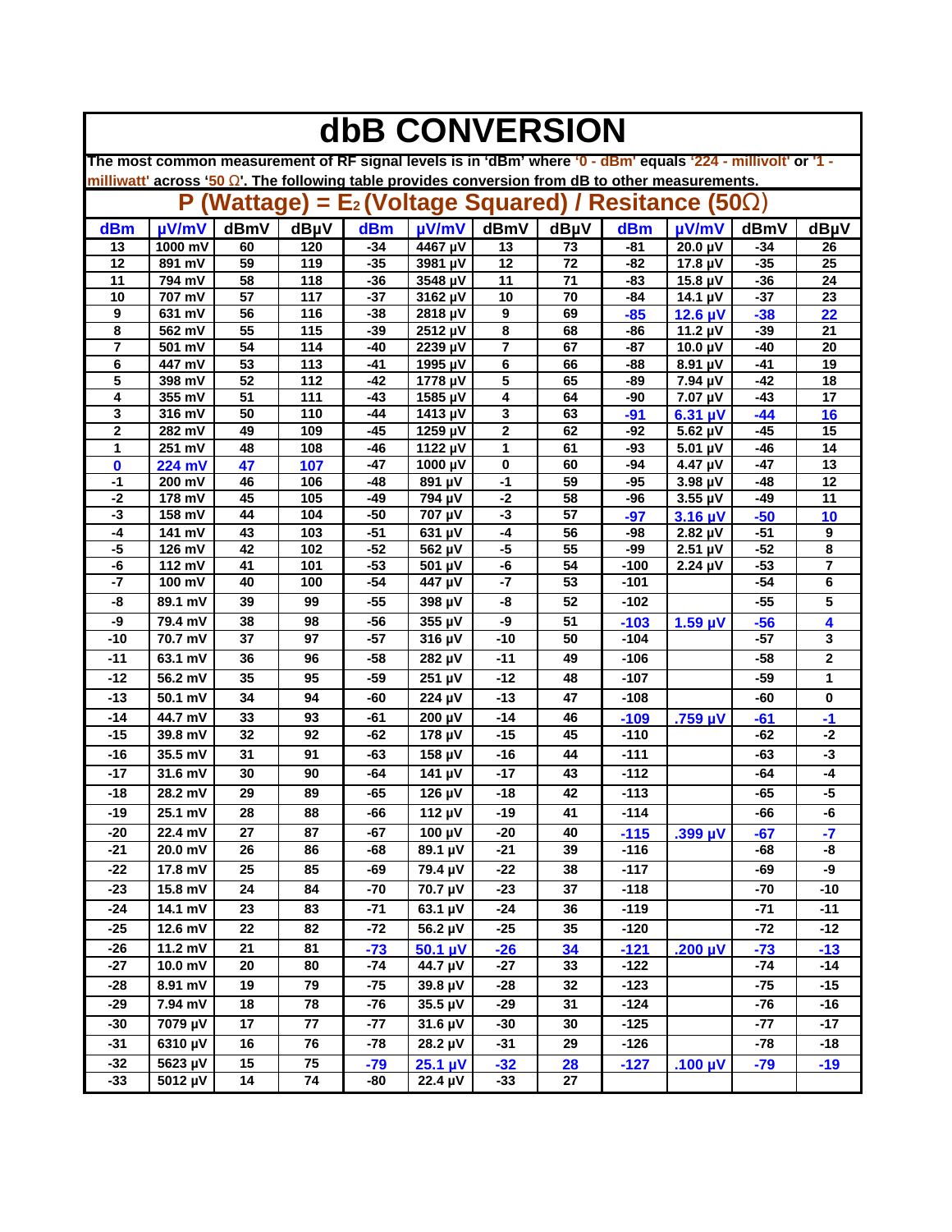# dbB CONVERSION

The most common measurement of RF signal levels is in 'dBm' where '0 - dBm' equals '224 - millivolt' or '1 - milliwatt' across '50 Ω'. The following table provides conversion from dB to other measurements.

## P (Wattage) = $E_2$ (Voltage Squared) / Resitance (50Ω)

| dBm | µV/mV | dBmV | dBµV | dBm | µV/mV | dBmV | dBµV | dBm | µV/mV | dBmV | dBµV |
|---|---|---|---|---|---|---|---|---|---|---|---|
| 13 | 1000 mV | 60 | 120 | -34 | 4467 µV | 13 | 73 | -81 | 20.0 µV | -34 | 26 |
| 12 | 891 mV | 59 | 119 | -35 | 3981 µV | 12 | 72 | -82 | 17.8 µV | -35 | 25 |
| 11 | 794 mV | 58 | 118 | -36 | 3548 µV | 11 | 71 | -83 | 15.8 µV | -36 | 24 |
| 10 | 707 mV | 57 | 117 | -37 | 3162 µV | 10 | 70 | -84 | 14.1 µV | -37 | 23 |
| 9 | 631 mV | 56 | 116 | -38 | 2818 µV | 9 | 69 | -85 | 12.6 µV | -38 | 22 |
| 8 | 562 mV | 55 | 115 | -39 | 2512 µV | 8 | 68 | -86 | 11.2 µV | -39 | 21 |
| 7 | 501 mV | 54 | 114 | -40 | 2239 µV | 7 | 67 | -87 | 10.0 µV | -40 | 20 |
| 6 | 447 mV | 53 | 113 | -41 | 1995 µV | 6 | 66 | -88 | 8.91 µV | -41 | 19 |
| 5 | 398 mV | 52 | 112 | -42 | 1778 µV | 5 | 65 | -89 | 7.94 µV | -42 | 18 |
| 4 | 355 mV | 51 | 111 | -43 | 1585 µV | 4 | 64 | -90 | 7.07 µV | -43 | 17 |
| 3 | 316 mV | 50 | 110 | -44 | 1413 µV | 3 | 63 | -91 | 6.31 µV | -44 | 16 |
| 2 | 282 mV | 49 | 109 | -45 | 1259 µV | 2 | 62 | -92 | 5.62 µV | -45 | 15 |
| 1 | 251 mV | 48 | 108 | -46 | 1122 µV | 1 | 61 | -93 | 5.01 µV | -46 | 14 |
| 0 | 224 mV | 47 | 107 | -47 | 1000 µV | 0 | 60 | -94 | 4.47 µV | -47 | 13 |
| -1 | 200 mV | 46 | 106 | -48 | 891 µV | -1 | 59 | -95 | 3.98 µV | -48 | 12 |
| -2 | 178 mV | 45 | 105 | -49 | 794 µV | -2 | 58 | -96 | 3.55 µV | -49 | 11 |
| -3 | 158 mV | 44 | 104 | -50 | 707 µV | -3 | 57 | -97 | 3.16 µV | -50 | 10 |
| -4 | 141 mV | 43 | 103 | -51 | 631 µV | -4 | 56 | -98 | 2.82 µV | -51 | 9 |
| -5 | 126 mV | 42 | 102 | -52 | 562 µV | -5 | 55 | -99 | 2.51 µV | -52 | 8 |
| -6 | 112 mV | 41 | 101 | -53 | 501 µV | -6 | 54 | -100 | 2.24 µV | -53 | 7 |
| -7 | 100 mV | 40 | 100 | -54 | 447 µV | -7 | 53 | -101 | | -54 | 6 |
| -8 | 89.1 mV | 39 | 99 | -55 | 398 µV | -8 | 52 | -102 | | -55 | 5 |
| -9 | 79.4 mV | 38 | 98 | -56 | 355 µV | -9 | 51 | -103 | 1.59 µV | -56 | 4 |
| -10 | 70.7 mV | 37 | 97 | -57 | 316 µV | -10 | 50 | -104 | | -57 | 3 |
| -11 | 63.1 mV | 36 | 96 | -58 | 282 µV | -11 | 49 | -106 | | -58 | 2 |
| -12 | 56.2 mV | 35 | 95 | -59 | 251 µV | -12 | 48 | -107 | | -59 | 1 |
| -13 | 50.1 mV | 34 | 94 | -60 | 224 µV | -13 | 47 | -108 | | -60 | 0 |
| -14 | 44.7 mV | 33 | 93 | -61 | 200 µV | -14 | 46 | -109 | .759 µV | -61 | -1 |
| -15 | 39.8 mV | 32 | 92 | -62 | 178 µV | -15 | 45 | -110 | | -62 | -2 |
| -16 | 35.5 mV | 31 | 91 | -63 | 158 µV | -16 | 44 | -111 | | -63 | -3 |
| -17 | 31.6 mV | 30 | 90 | -64 | 141 µV | -17 | 43 | -112 | | -64 | -4 |
| -18 | 28.2 mV | 29 | 89 | -65 | 126 µV | -18 | 42 | -113 | | -65 | -5 |
| -19 | 25.1 mV | 28 | 88 | -66 | 112 µV | -19 | 41 | -114 | | -66 | -6 |
| -20 | 22.4 mV | 27 | 87 | -67 | 100 µV | -20 | 40 | -115 | .399 µV | -67 | -7 |
| -21 | 20.0 mV | 26 | 86 | -68 | 89.1 µV | -21 | 39 | -116 | | -68 | -8 |
| -22 | 17.8 mV | 25 | 85 | -69 | 79.4 µV | -22 | 38 | -117 | | -69 | -9 |
| -23 | 15.8 mV | 24 | 84 | -70 | 70.7 µV | -23 | 37 | -118 | | -70 | -10 |
| -24 | 14.1 mV | 23 | 83 | -71 | 63.1 µV | -24 | 36 | -119 | | -71 | -11 |
| -25 | 12.6 mV | 22 | 82 | -72 | 56.2 µV | -25 | 35 | -120 | | -72 | -12 |
| -26 | 11.2 mV | 21 | 81 | -73 | 50.1 µV | -26 | 34 | -121 | .200 µV | -73 | -13 |
| -27 | 10.0 mV | 20 | 80 | -74 | 44.7 µV | -27 | 33 | -122 | | -74 | -14 |
| -28 | 8.91 mV | 19 | 79 | -75 | 39.8 µV | -28 | 32 | -123 | | -75 | -15 |
| -29 | 7.94 mV | 18 | 78 | -76 | 35.5 µV | -29 | 31 | -124 | | -76 | -16 |
| -30 | 7079 µV | 17 | 77 | -77 | 31.6 µV | -30 | 30 | -125 | | -77 | -17 |
| -31 | 6310 µV | 16 | 76 | -78 | 28.2 µV | -31 | 29 | -126 | | -78 | -18 |
| -32 | 5623 µV | 15 | 75 | -79 | 25.1 µV | -32 | 28 | -127 | .100 µV | -79 | -19 |
| -33 | 5012 µV | 14 | 74 | -80 | 22.4 µV | -33 | 27 | | | | |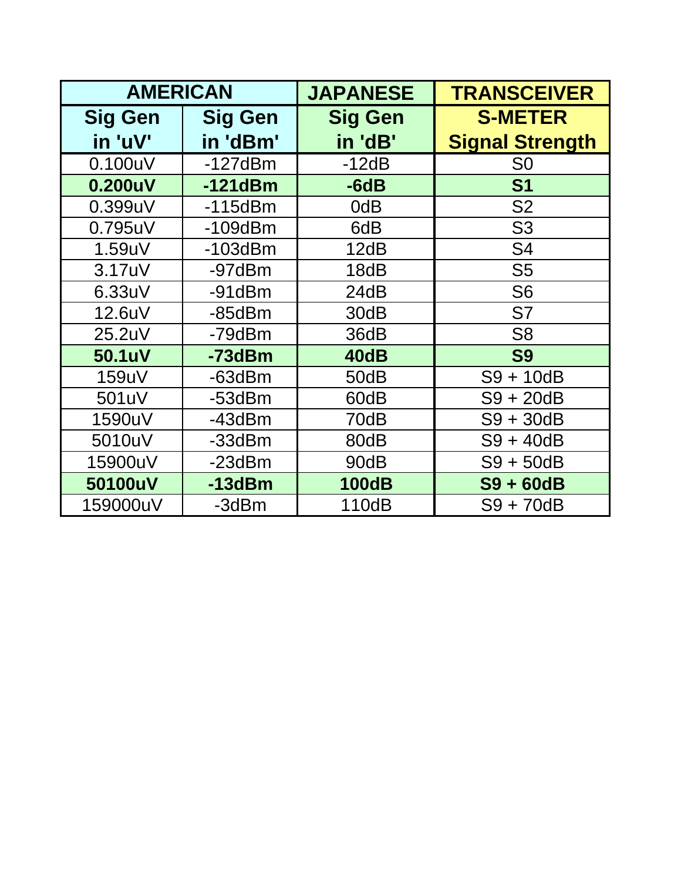| AMERICAN | | JAPANESE | TRANSCEIVER |
|---|---|---|---|
| **Sig Gen in 'uV'** | **Sig Gen in 'dBm'** | **Sig Gen in 'dB'** | **S-METER Signal Strength** |
| 0.100uV | -127dBm | -12dB | S0 |
| **0.200uV** | **-121dBm** | **-6dB** | **S1** |
| 0.399uV | -115dBm | 0dB | S2 |
| 0.795uV | -109dBm | 6dB | S3 |
| 1.59uV | -103dBm | 12dB | S4 |
| 3.17uV | -97dBm | 18dB | S5 |
| 6.33uV | -91dBm | 24dB | S6 |
| 12.6uV | -85dBm | 30dB | S7 |
| 25.2uV | -79dBm | 36dB | S8 |
| **50.1uV** | **-73dBm** | **40dB** | **S9** |
| 159uV | -63dBm | 50dB | S9 + 10dB |
| 501uV | -53dBm | 60dB | S9 + 20dB |
| 1590uV | -43dBm | 70dB | S9 + 30dB |
| 5010uV | -33dBm | 80dB | S9 + 40dB |
| 15900uV | -23dBm | 90dB | S9 + 50dB |
| **50100uV** | **-13dBm** | **100dB** | **S9 + 60dB** |
| 159000uV | -3dBm | 110dB | S9 + 70dB |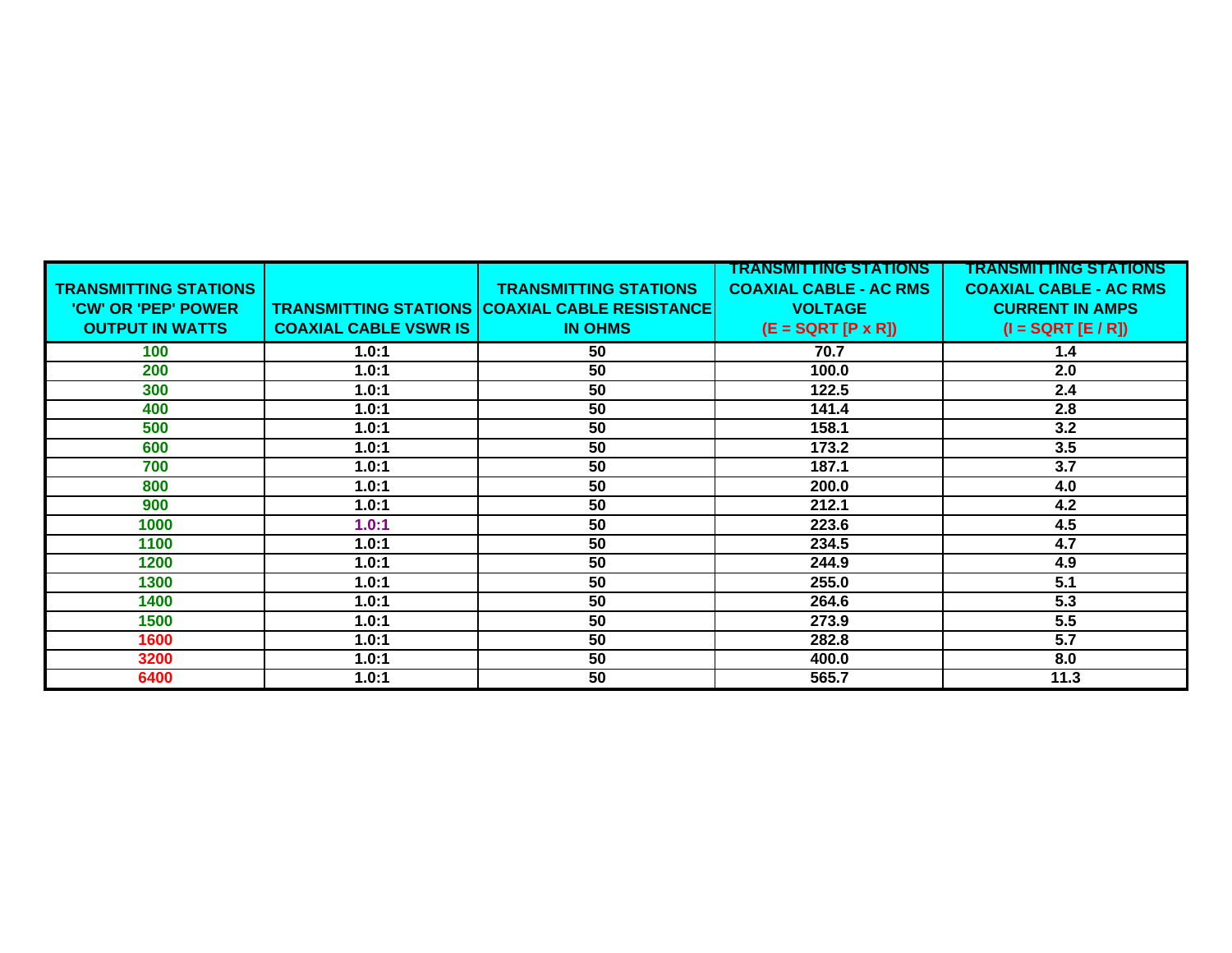| TRANSMITTING STATIONS 'CW' OR 'PEP' POWER OUTPUT IN WATTS | TRANSMITTING STATIONS COAXIAL CABLE VSWR IS | TRANSMITTING STATIONS COAXIAL CABLE RESISTANCE IN OHMS | TRANSMITTING STATIONS COAXIAL CABLE - AC RMS VOLTAGE (E = SQRT [P x R]) | TRANSMITTING STATIONS COAXIAL CABLE - AC RMS CURRENT IN AMPS (I = SQRT [E / R]) |
|---|---|---|---|---|
| 100 | 1.0:1 | 50 | 70.7 | 1.4 |
| 200 | 1.0:1 | 50 | 100.0 | 2.0 |
| 300 | 1.0:1 | 50 | 122.5 | 2.4 |
| 400 | 1.0:1 | 50 | 141.4 | 2.8 |
| 500 | 1.0:1 | 50 | 158.1 | 3.2 |
| 600 | 1.0:1 | 50 | 173.2 | 3.5 |
| 700 | 1.0:1 | 50 | 187.1 | 3.7 |
| 800 | 1.0:1 | 50 | 200.0 | 4.0 |
| 900 | 1.0:1 | 50 | 212.1 | 4.2 |
| 1000 | 1.0:1 | 50 | 223.6 | 4.5 |
| 1100 | 1.0:1 | 50 | 234.5 | 4.7 |
| 1200 | 1.0:1 | 50 | 244.9 | 4.9 |
| 1300 | 1.0:1 | 50 | 255.0 | 5.1 |
| 1400 | 1.0:1 | 50 | 264.6 | 5.3 |
| 1500 | 1.0:1 | 50 | 273.9 | 5.5 |
| 1600 | 1.0:1 | 50 | 282.8 | 5.7 |
| 3200 | 1.0:1 | 50 | 400.0 | 8.0 |
| 6400 | 1.0:1 | 50 | 565.7 | 11.3 |